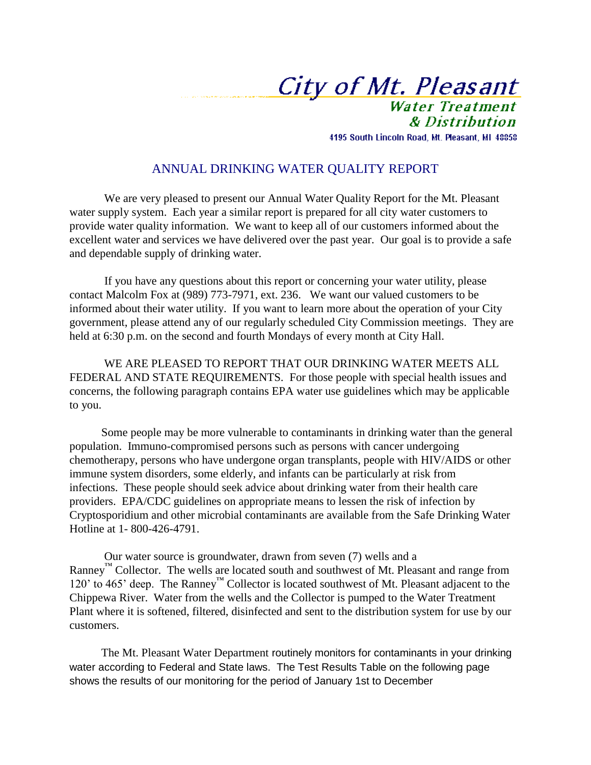# City of Mt. Pleasant

## Water Treatment & Distribution

4195 South Lincoln Road, Mt. Pleasant, MI 48858

## ANNUAL DRINKING WATER QUALITY REPORT

We are very pleased to present our Annual Water Quality Report for the Mt. Pleasant water supply system. Each year a similar report is prepared for all city water customers to provide water quality information. We want to keep all of our customers informed about the excellent water and services we have delivered over the past year. Our goal is to provide a safe and dependable supply of drinking water.

If you have any questions about this report or concerning your water utility, please contact Malcolm Fox at (989) 773-7971, ext. 236. We want our valued customers to be informed about their water utility. If you want to learn more about the operation of your City government, please attend any of our regularly scheduled City Commission meetings. They are held at 6:30 p.m. on the second and fourth Mondays of every month at City Hall.

WE ARE PLEASED TO REPORT THAT OUR DRINKING WATER MEETS ALL FEDERAL AND STATE REQUIREMENTS. For those people with special health issues and concerns, the following paragraph contains EPA water use guidelines which may be applicable to you.

Some people may be more vulnerable to contaminants in drinking water than the general population. Immuno-compromised persons such as persons with cancer undergoing chemotherapy, persons who have undergone organ transplants, people with HIV/AIDS or other immune system disorders, some elderly, and infants can be particularly at risk from infections. These people should seek advice about drinking water from their health care providers. EPA/CDC guidelines on appropriate means to lessen the risk of infection by Cryptosporidium and other microbial contaminants are available from the Safe Drinking Water Hotline at 1- 800-426-4791.

Our water source is groundwater, drawn from seven (7) wells and a Ranney™ Collector. The wells are located south and southwest of Mt. Pleasant and range from 120' to 465' deep. The Ranney™ Collector is located southwest of Mt. Pleasant adjacent to the Chippewa River. Water from the wells and the Collector is pumped to the Water Treatment Plant where it is softened, filtered, disinfected and sent to the distribution system for use by our customers.

The Mt. Pleasant Water Department routinely monitors for contaminants in your drinking water according to Federal and State laws. The Test Results Table on the following page shows the results of our monitoring for the period of January 1st to December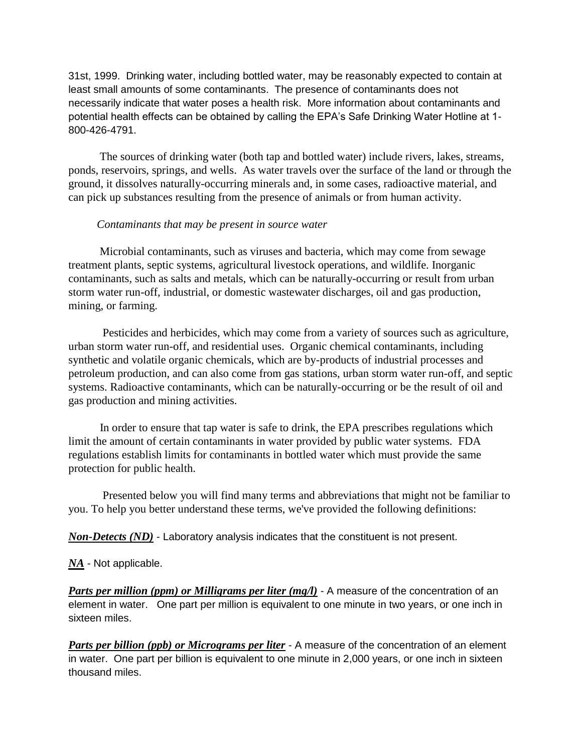31st, 1999. Drinking water, including bottled water, may be reasonably expected to contain at least small amounts of some contaminants. The presence of contaminants does not necessarily indicate that water poses a health risk. More information about contaminants and potential health effects can be obtained by calling the EPA's Safe Drinking Water Hotline at 1-800-426-4791.

The sources of drinking water (both tap and bottled water) include rivers, lakes, streams, ponds, reservoirs, springs, and wells. As water travels over the surface of the land or through the ground, it dissolves naturally-occurring minerals and, in some cases, radioactive material, and can pick up substances resulting from the presence of animals or from human activity.

*Contaminants that may be present in source water*

Microbial contaminants, such as viruses and bacteria, which may come from sewage treatment plants, septic systems, agricultural livestock operations, and wildlife. Inorganic contaminants, such as salts and metals, which can be naturally-occurring or result from urban storm water run-off, industrial, or domestic wastewater discharges, oil and gas production, mining, or farming.

Pesticides and herbicides, which may come from a variety of sources such as agriculture, urban storm water run-off, and residential uses. Organic chemical contaminants, including synthetic and volatile organic chemicals, which are by-products of industrial processes and petroleum production, and can also come from gas stations, urban storm water run-off, and septic systems. Radioactive contaminants, which can be naturally-occurring or be the result of oil and gas production and mining activities.

In order to ensure that tap water is safe to drink, the EPA prescribes regulations which limit the amount of certain contaminants in water provided by public water systems. FDA regulations establish limits for contaminants in bottled water which must provide the same protection for public health.

Presented below you will find many terms and abbreviations that might not be familiar to you. To help you better understand these terms, we've provided the following definitions:

***Non-Detects (ND)*** - Laboratory analysis indicates that the constituent is not present.

***NA*** - Not applicable.

***Parts per million (ppm) or Milligrams per liter (mg/l)*** - A measure of the concentration of an element in water. One part per million is equivalent to one minute in two years, or one inch in sixteen miles.

***Parts per billion (ppb) or Micrograms per liter*** - A measure of the concentration of an element in water. One part per billion is equivalent to one minute in 2,000 years, or one inch in sixteen thousand miles.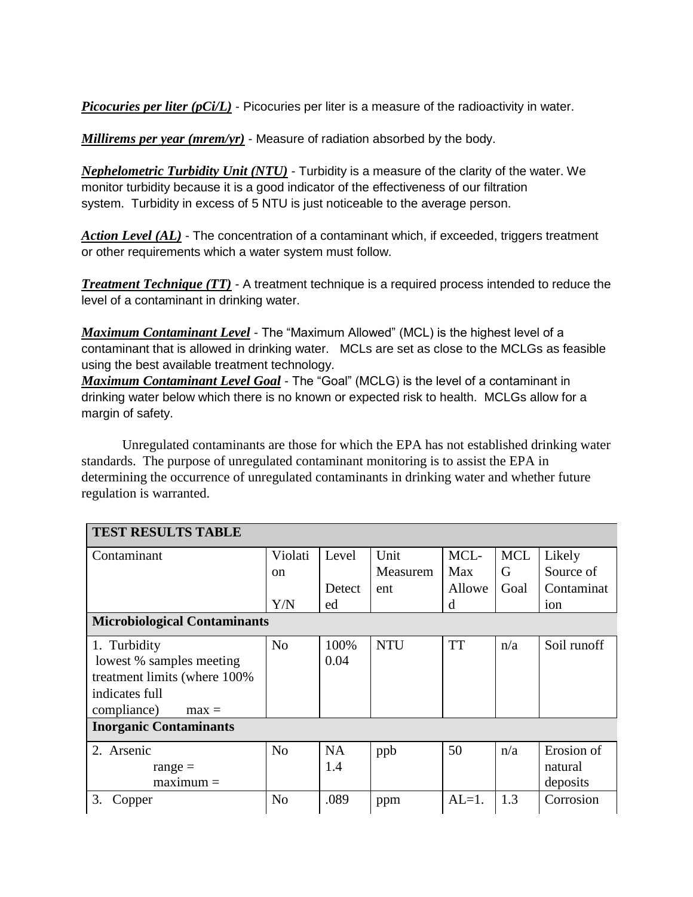***Picocuries per liter (pCi/L)*** - Picocuries per liter is a measure of the radioactivity in water.

***Millirems per year (mrem/yr)*** - Measure of radiation absorbed by the body.

***Nephelometric Turbidity Unit (NTU)*** - Turbidity is a measure of the clarity of the water. We monitor turbidity because it is a good indicator of the effectiveness of our filtration system. Turbidity in excess of 5 NTU is just noticeable to the average person.

***Action Level (AL)*** - The concentration of a contaminant which, if exceeded, triggers treatment or other requirements which a water system must follow.

***Treatment Technique (TT)*** - A treatment technique is a required process intended to reduce the level of a contaminant in drinking water.

***Maximum Contaminant Level*** - The "Maximum Allowed" (MCL) is the highest level of a contaminant that is allowed in drinking water. MCLs are set as close to the MCLGs as feasible using the best available treatment technology.
***Maximum Contaminant Level Goal*** - The "Goal" (MCLG) is the level of a contaminant in drinking water below which there is no known or expected risk to health. MCLGs allow for a margin of safety.

Unregulated contaminants are those for which the EPA has not established drinking water standards. The purpose of unregulated contaminant monitoring is to assist the EPA in determining the occurrence of unregulated contaminants in drinking water and whether future regulation is warranted.

| **TEST RESULTS TABLE** | | | | | | |
|---|---|---|---|---|---|---|
| Contaminant | Violation Y/N | Level Detected | Unit Measurement | MCL-Max Allowed | MCLG Goal | Likely Source of Contamination |
| **Microbiological Contaminants** | | | | | | |
| 1. Turbidity lowest % samples meeting treatment limits (where 100% indicates full compliance) max = | No | 100% 0.04 | NTU | TT | n/a | Soil runoff |
| **Inorganic Contaminants** | | | | | | |
| 2. Arsenic range = maximum = | No | NA 1.4 | ppb | 50 | n/a | Erosion of natural deposits |
| 3. Copper | No | .089 | ppm | AL=1. | 1.3 | Corrosion |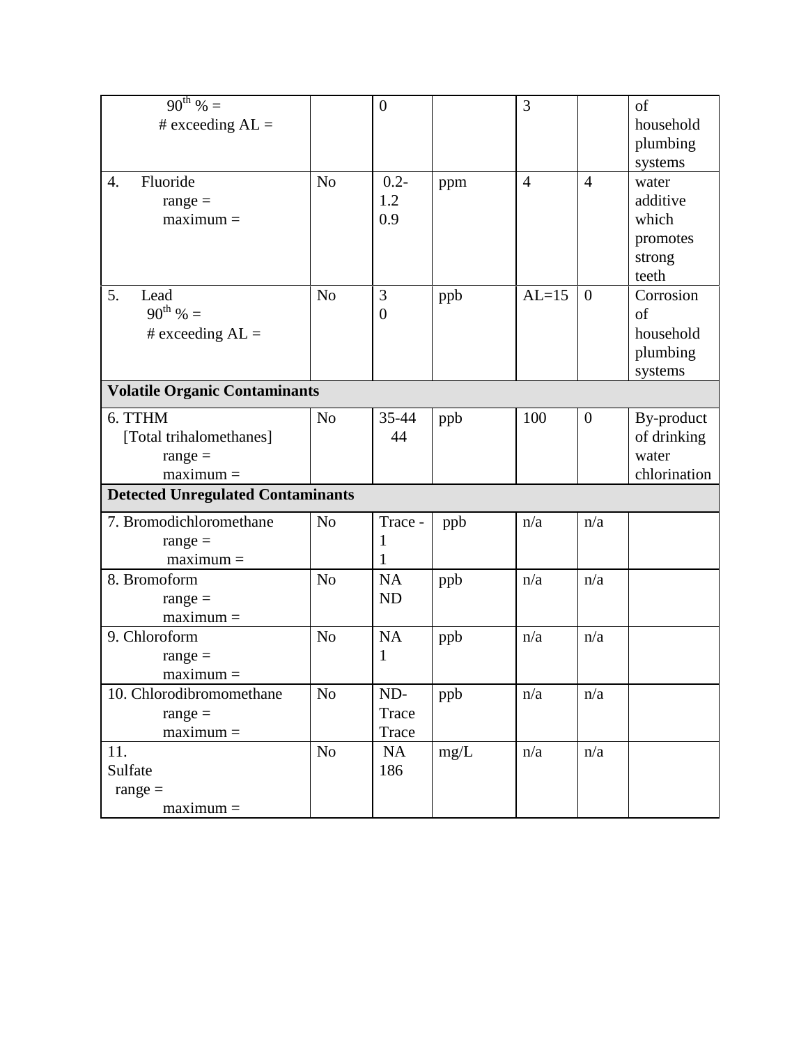| | | | | | | |
|---|---|---|---|---|---|---|
| 90[th] % = <br> # exceeding AL = | | 0 | | 3 | | of household plumbing systems |
| 4. Fluoride <br> range = <br> maximum = | No | 0.2-1.2 <br> 0.9 | ppm | 4 | 4 | water additive which promotes strong teeth |
| 5. Lead <br> 90[th] % = <br> # exceeding AL = | No | 3 <br> 0 | ppb | AL=15 | 0 | Corrosion of household plumbing systems |
| **Volatile Organic Contaminants** | | | | | | |
| 6. TTHM <br> [Total trihalomethanes] <br> range = <br> maximum = | No | 35-44 <br> 44 | ppb | 100 | 0 | By-product of drinking water chlorination |
| **Detected Unregulated Contaminants** | | | | | | |
| 7. Bromodichloromethane <br> range = <br> maximum = | No | Trace - 1 <br> 1 | ppb | n/a | n/a | |
| 8. Bromoform <br> range = <br> maximum = | No | NA <br> ND | ppb | n/a | n/a | |
| 9. Chloroform <br> range = <br> maximum = | No | NA <br> 1 | ppb | n/a | n/a | |
| 10. Chlorodibromomethane <br> range = <br> maximum = | No | ND-Trace <br> Trace | ppb | n/a | n/a | |
| 11. Sulfate <br> range = <br> maximum = | No | NA <br> 186 | mg/L | n/a | n/a | |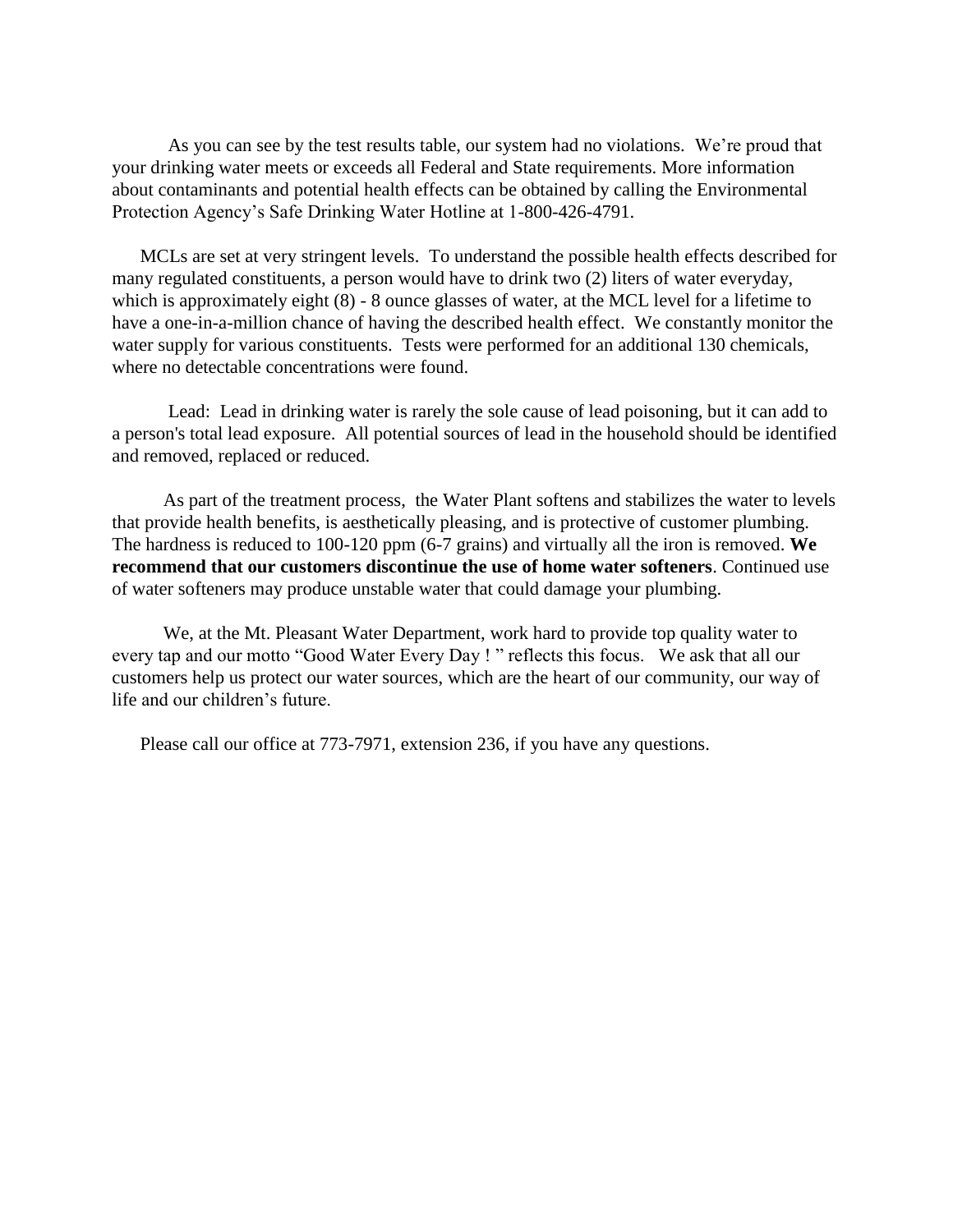As you can see by the test results table, our system had no violations. We're proud that your drinking water meets or exceeds all Federal and State requirements. More information about contaminants and potential health effects can be obtained by calling the Environmental Protection Agency's Safe Drinking Water Hotline at 1-800-426-4791.

MCLs are set at very stringent levels. To understand the possible health effects described for many regulated constituents, a person would have to drink two (2) liters of water everyday, which is approximately eight (8) - 8 ounce glasses of water, at the MCL level for a lifetime to have a one-in-a-million chance of having the described health effect. We constantly monitor the water supply for various constituents. Tests were performed for an additional 130 chemicals, where no detectable concentrations were found.

Lead: Lead in drinking water is rarely the sole cause of lead poisoning, but it can add to a person's total lead exposure. All potential sources of lead in the household should be identified and removed, replaced or reduced.

As part of the treatment process, the Water Plant softens and stabilizes the water to levels that provide health benefits, is aesthetically pleasing, and is protective of customer plumbing. The hardness is reduced to 100-120 ppm (6-7 grains) and virtually all the iron is removed. **We recommend that our customers discontinue the use of home water softeners**. Continued use of water softeners may produce unstable water that could damage your plumbing.

We, at the Mt. Pleasant Water Department, work hard to provide top quality water to every tap and our motto "Good Water Every Day ! " reflects this focus. We ask that all our customers help us protect our water sources, which are the heart of our community, our way of life and our children's future.

Please call our office at 773-7971, extension 236, if you have any questions.